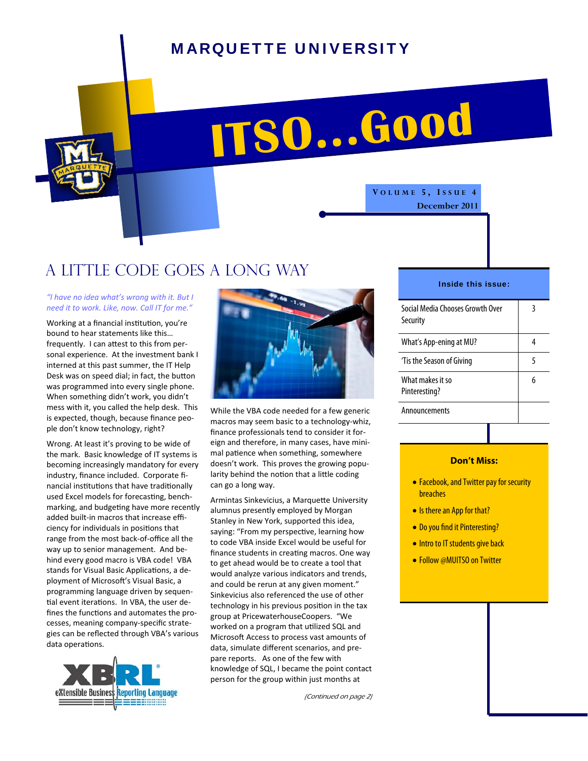# MARQUETTE UNIVERSITY

# ITSO...Good

**Volume 5, Issue 4**
**December 2011**

## A Little Code Goes a Long Way

*"I have no idea what's wrong with it. But I need it to work. Like, now. Call IT for me."*

Working at a financial institution, you're bound to hear statements like this… frequently. I can attest to this from personal experience. At the investment bank I interned at this past summer, the IT Help Desk was on speed dial; in fact, the button was programmed into every single phone. When something didn't work, you didn't mess with it, you called the help desk. This is expected, though, because finance people don't know technology, right?

Wrong. At least it's proving to be wide of the mark. Basic knowledge of IT systems is becoming increasingly mandatory for every industry, finance included. Corporate financial institutions that have traditionally used Excel models for forecasting, benchmarking, and budgeting have more recently added built-in macros that increase efficiency for individuals in positions that range from the most back-of-office all the way up to senior management. And behind every good macro is VBA code! VBA stands for Visual Basic Applications, a deployment of Microsoft's Visual Basic, a programming language driven by sequential event iterations. In VBA, the user defines the functions and automates the processes, meaning company-specific strategies can be reflected through VBA's various data operations.

While the VBA code needed for a few generic macros may seem basic to a technology-whiz, finance professionals tend to consider it foreign and therefore, in many cases, have minimal patience when something, somewhere doesn't work. This proves the growing popularity behind the notion that a little coding can go a long way.

Armintas Sinkevicius, a Marquette University alumnus presently employed by Morgan Stanley in New York, supported this idea, saying: "From my perspective, learning how to code VBA inside Excel would be useful for finance students in creating macros. One way to get ahead would be to create a tool that would analyze various indicators and trends, and could be rerun at any given moment." Sinkevicius also referenced the use of other technology in his previous position in the tax group at PricewaterhouseCoopers. "We worked on a program that utilized SQL and Microsoft Access to process vast amounts of data, simulate different scenarios, and prepare reports. As one of the few with knowledge of SQL, I became the point contact person for the group within just months at

*(Continued on page 2)*

XBRL eXtensible Business Reporting Language

### Inside this issue:

| Article | Page |
|---|---|
| Social Media Chooses Growth Over Security | 3 |
| What's App-ening at MU? | 4 |
| 'Tis the Season of Giving | 5 |
| What makes it so Pinteresting? | 6 |
| Announcements | |

### Don't Miss:

- Facebook, and Twitter pay for security breaches
- Is there an App for that?
- Do you find it Pinteresting?
- Intro to IT students give back
- Follow @MUITSO on Twitter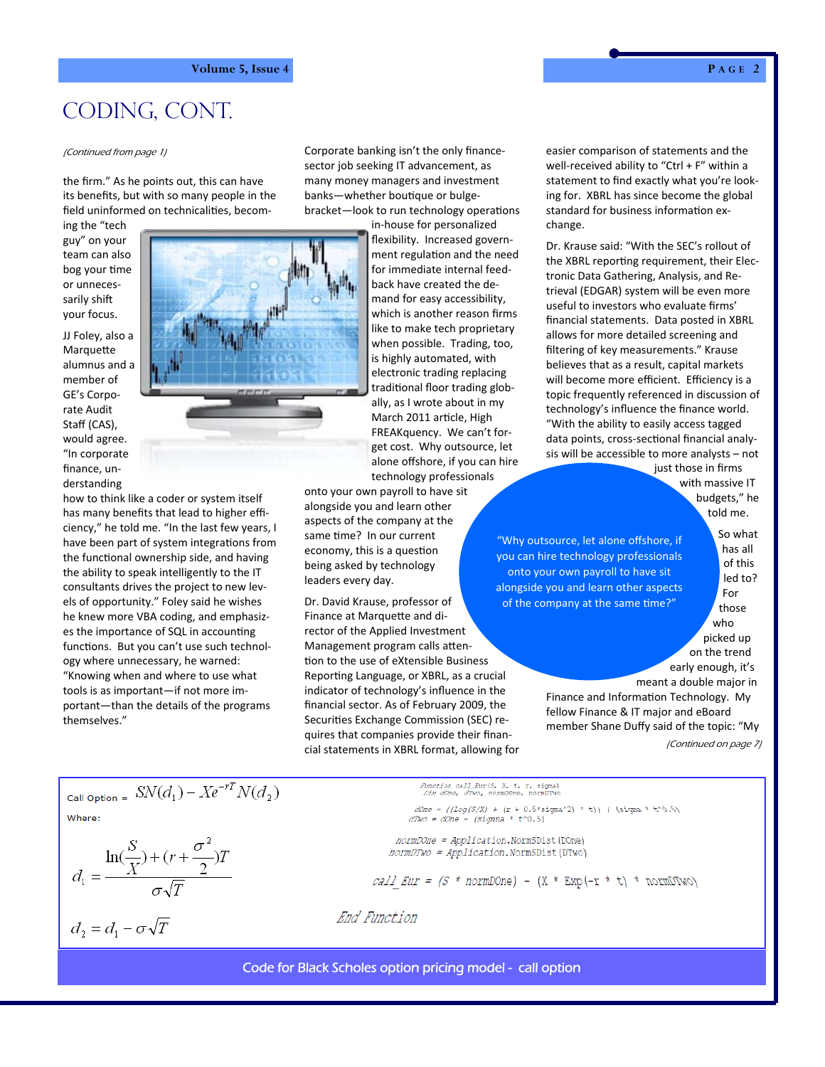# CODING, CONT.

*(Continued from page 1)*

the firm." As he points out, this can have its benefits, but with so many people in the field uninformed on technicalities, becoming the "tech guy" on your team can also bog your time or unnecessarily shift your focus.

JJ Foley, also a Marquette alumnus and a member of GE's Corporate Audit Staff (CAS), would agree. "In corporate finance, understanding how to think like a coder or system itself has many benefits that lead to higher efficiency," he told me. "In the last few years, I have been participating in system integrations from the functional ownership side, and having the ability to speak intelligently to the IT consultants drives the project to new levels of opportunity." Foley said he wishes he knew more VBA coding, and emphasizes the importance of SQL in accounting functions. But you can't use such technology where unnecessary, he warned: "Knowing when and where to use what tools is as important—if not more important—than the details of the programs themselves."

Corporate banking isn't the only finance-sector job seeking IT advancement, as many money managers and investment banks—whether boutique or bulge-bracket—look to run technology operations in-house for personalized flexibility. Increased government regulation and the need for immediate internal feedback have created the demand for easy accessibility, which is another reason firms like to make tech proprietary when possible. Trading, too, is highly automated, with electronic trading replacing traditional floor trading globally, as I wrote about in my March 2011 article, High FREAKquency. We can't forget cost. Why outsource, let alone offshore, if you can hire technology professionals onto your own payroll to have sit alongside you and learn other aspects of the company at the same time? In our current economy, this is a question being asked by technology leaders every day.

Dr. David Krause, professor of Finance at Marquette and director of the Applied Investment Management program calls attention to the use of eXtensible Business Reporting Language, or XBRL, as a crucial indicator of technology's influence in the financial sector. As of February 2009, the Securities Exchange Commission (SEC) requires that companies provide their financial statements in XBRL format, allowing for easier comparison of statements and the well-received ability to "Ctrl + F" within a statement to find exactly what you're looking for. XBRL has since become the global standard for business information exchange.

Dr. Krause said: "With the SEC's rollout of the XBRL reporting requirement, their Electronic Data Gathering, Analysis, and Retrieval (EDGAR) system will be even more useful to investors who evaluate firms' financial statements. Data posted in XBRL allows for more detailed screening and filtering of key measurements." Krause believes that as a result, capital markets will become more efficient. Efficiency is a topic frequently referenced in discussion of technology's influence the finance world. "With the ability to easily access tagged data points, cross-sectional financial analysis will be accessible to more analysts – not just those in firms with massive IT budgets," he told me.

> "Why outsource, let alone offshore, if you can hire technology professionals onto your own payroll to have sit alongside you and learn other aspects of the company at the same time?"

So what has all of this led to? For those who picked up on the trend early enough, it's meant a double major in Finance and Information Technology. My fellow Finance & IT major and eBoard member Shane Duffy said of the topic: "My

*(Continued on page 7)*

Call Option = $SN(d_1) - Xe^{-rT}N(d_2)$

Where:

$$d_1 = \frac{\ln(\frac{S}{X}) + (r + \frac{\sigma^2}{2})T}{\sigma\sqrt{T}}$$

$$d_2 = d_1 - \sigma\sqrt{T}$$

```
Function call_Eur(S, X, t, r, sigma)
Dim dOne, dTwo, normDOne, normDTwo

dOne = ((Log(S/X) + (r + 0.5*sigma^2) * t)) / (sigma * t^0.5)
dTwo = dOne - (sigma * t^0.5)

normDOne = Application.NormSDist(DOne)
normDTwo = Application.NormSDist(DTwo)

call_Eur = (S * normDOne) - (X * Exp(-r * t) * normDTwo)

End Function
```

Code for Black Scholes option pricing model - call option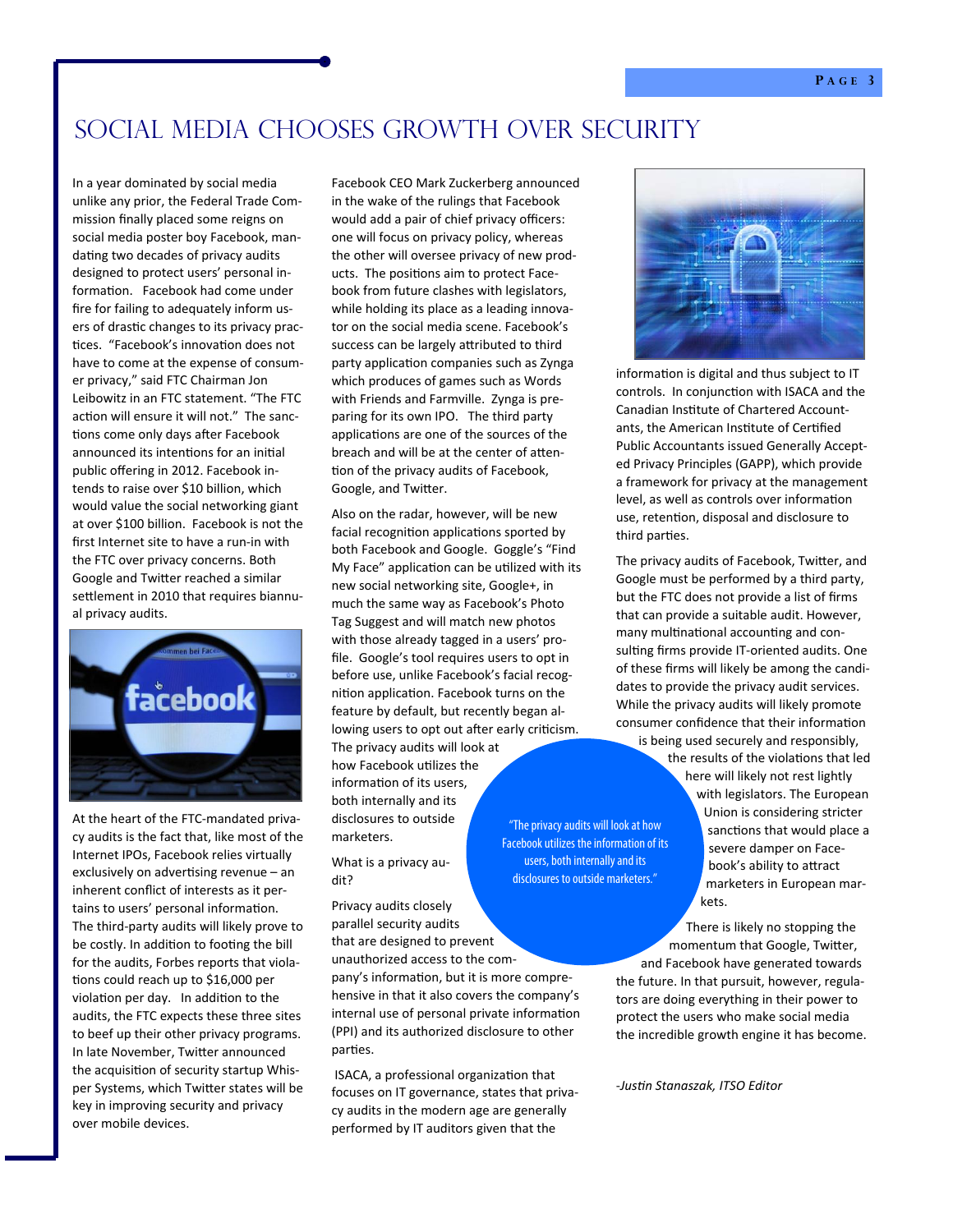# Social Media Chooses Growth Over Security

In a year dominated by social media unlike any prior, the Federal Trade Commission finally placed some reigns on social media poster boy Facebook, mandating two decades of privacy audits designed to protect users' personal information. Facebook had come under fire for failing to adequately inform users of drastic changes to its privacy practices. "Facebook's innovation does not have to come at the expense of consumer privacy," said FTC Chairman Jon Leibowitz in an FTC statement. "The FTC action will ensure it will not." The sanctions come only days after Facebook announced its intentions for an initial public offering in 2012. Facebook intends to raise over $10 billion, which would value the social networking giant at over $100 billion. Facebook is not the first Internet site to have a run-in with the FTC over privacy concerns. Both Google and Twitter reached a similar settlement in 2010 that requires biannual privacy audits.

At the heart of the FTC-mandated privacy audits is the fact that, like most of the Internet IPOs, Facebook relies virtually exclusively on advertising revenue – an inherent conflict of interests as it pertains to users' personal information. The third-party audits will likely prove to be costly. In addition to footing the bill for the audits, Forbes reports that violations could reach up to $16,000 per violation per day. In addition to the audits, the FTC expects these three sites to beef up their other privacy programs. In late November, Twitter announced the acquisition of security startup Whisper Systems, which Twitter states will be key in improving security and privacy over mobile devices.

Facebook CEO Mark Zuckerberg announced in the wake of the rulings that Facebook would add a pair of chief privacy officers: one will focus on privacy policy, whereas the other will oversee privacy of new products. The positions aim to protect Facebook from future clashes with legislators, while holding its place as a leading innovator on the social media scene. Facebook's success can be largely attributed to third party application companies such as Zynga which produces of games such as Words with Friends and Farmville. Zynga is preparing for its own IPO. The third party applications are one of the sources of the breach and will be at the center of attention of the privacy audits of Facebook, Google, and Twitter.

Also on the radar, however, will be new facial recognition applications sported by both Facebook and Google. Goggle's "Find My Face" application can be utilized with its new social networking site, Google+, in much the same way as Facebook's Photo Tag Suggest and will match new photos with those already tagged in a users' profile. Google's tool requires users to opt in before use, unlike Facebook's facial recognition application. Facebook turns on the feature by default, but recently began allowing users to opt out after early criticism. The privacy audits will look at how Facebook utilizes the information of its users, both internally and its disclosures to outside marketers.

> "The privacy audits will look at how Facebook utilizes the information of its users, both internally and its disclosures to outside marketers."

What is a privacy audit?

Privacy audits closely parallel security audits that are designed to prevent unauthorized access to the company's information, but it is more comprehensive in that it also covers the company's internal use of personal private information (PPI) and its authorized disclosure to other parties.

ISACA, a professional organization that focuses on IT governance, states that privacy audits in the modern age are generally performed by IT auditors given that the information is digital and thus subject to IT controls. In conjunction with ISACA and the Canadian Institute of Chartered Accountants, the American Institute of Certified Public Accountants issued Generally Accepted Privacy Principles (GAPP), which provide a framework for privacy at the management level, as well as controls over information use, retention, disposal and disclosure to third parties.

The privacy audits of Facebook, Twitter, and Google must be performed by a third party, but the FTC does not provide a list of firms that can provide a suitable audit. However, many multinational accounting and consulting firms provide IT-oriented audits. One of these firms will likely be among the candidates to provide the privacy audit services. While the privacy audits will likely promote consumer confidence that their information is being used securely and responsibly, the results of the violations that led here will likely not rest lightly with legislators. The European Union is considering stricter sanctions that would place a severe damper on Facebook's ability to attract marketers in European markets.

There is likely no stopping the momentum that Google, Twitter, and Facebook have generated towards the future. In that pursuit, however, regulators are doing everything in their power to protect the users who make social media the incredible growth engine it has become.

*-Justin Stanaszak, ITSO Editor*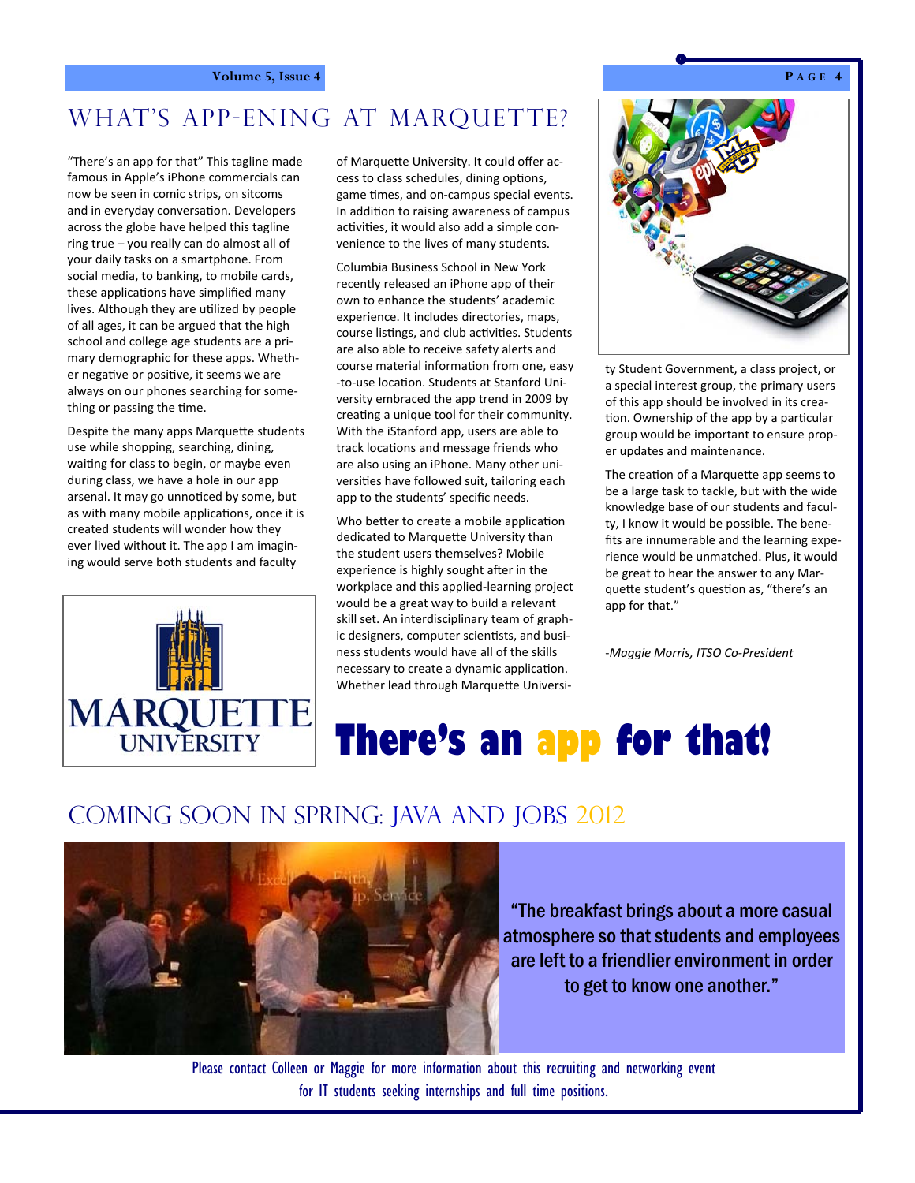# WHAT'S APP-ENING AT MARQUETTE?

"There's an app for that" This tagline made famous in Apple's iPhone commercials can now be seen in comic strips, on sitcoms and in everyday conversation. Developers across the globe have helped this tagline ring true – you really can do almost all of your daily tasks on a smartphone. From social media, to banking, to mobile cards, these applications have simplified many lives. Although they are utilized by people of all ages, it can be argued that the high school and college age students are a primary demographic for these apps. Whether negative or positive, it seems we are always on our phones searching for something or passing the time.

Despite the many apps Marquette students use while shopping, searching, dining, waiting for class to begin, or maybe even during class, we have a hole in our app arsenal. It may go unnoticed by some, but as with many mobile applications, once it is created students will wonder how they ever lived without it. The app I am imagining would serve both students and faculty of Marquette University. It could offer access to class schedules, dining options, game times, and on-campus special events. In addition to raising awareness of campus activities, it would also add a simple convenience to the lives of many students.

Columbia Business School in New York recently released an iPhone app of their own to enhance the students' academic experience. It includes directories, maps, course listings, and club activities. Students are also able to receive safety alerts and course material information from one, easy-to-use location. Students at Stanford University embraced the app trend in 2009 by creating a unique tool for their community. With the iStanford app, users are able to track locations and message friends who are also using an iPhone. Many other universities have followed suit, tailoring each app to the students' specific needs.

Who better to create a mobile application dedicated to Marquette University than the student users themselves? Mobile experience is highly sought after in the workplace and this applied-learning project would be a great way to build a relevant skill set. An interdisciplinary team of graphic designers, computer scientists, and business students would have all of the skills necessary to create a dynamic application. Whether lead through Marquette University Student Government, a class project, or a special interest group, the primary users of this app should be involved in its creation. Ownership of the app by a particular group would be important to ensure proper updates and maintenance.

The creation of a Marquette app seems to be a large task to tackle, but with the wide knowledge base of our students and faculty, I know it would be possible. The benefits are innumerable and the learning experience would be unmatched. Plus, it would be great to hear the answer to any Marquette student's question as, "there's an app for that."

*-Maggie Morris, ITSO Co-President*

MARQUETTE UNIVERSITY

**There's an app for that!**

# COMING SOON IN SPRING: JAVA AND JOBS 2012

"The breakfast brings about a more casual atmosphere so that students and employees are left to a friendlier environment in order to get to know one another."

Please contact Colleen or Maggie for more information about this recruiting and networking event for IT students seeking internships and full time positions.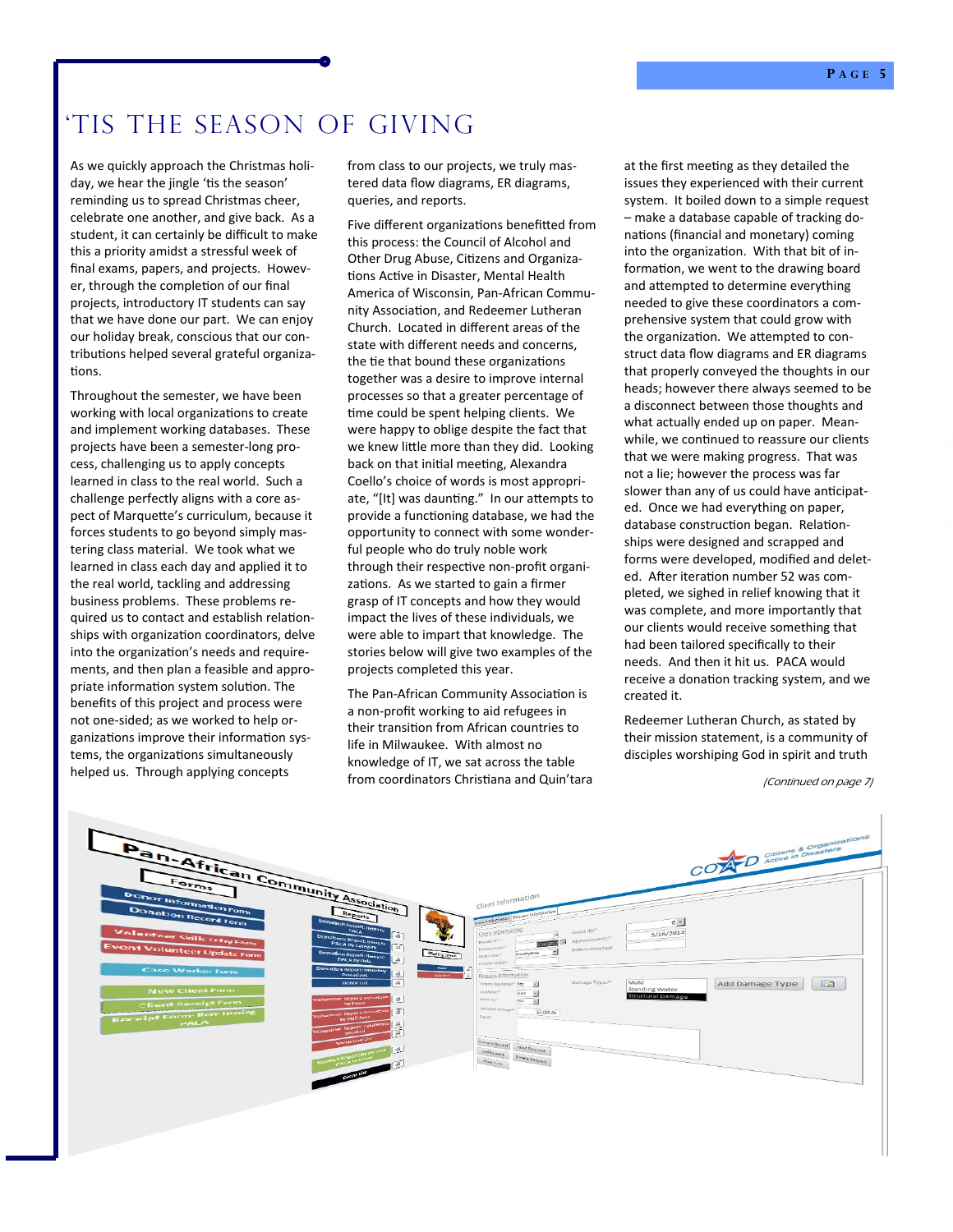# 'TIS THE SEASON OF GIVING

As we quickly approach the Christmas holiday, we hear the jingle 'tis the season' reminding us to spread Christmas cheer, celebrate one another, and give back. As a student, it can certainly be difficult to make this a priority amidst a stressful week of final exams, papers, and projects. However, through the completion of our final projects, introductory IT students can say that we have done our part. We can enjoy our holiday break, conscious that our contributions helped several grateful organizations.

Throughout the semester, we have been working with local organizations to create and implement working databases. These projects have been a semester-long process, challenging us to apply concepts learned in class to the real world. Such a challenge perfectly aligns with a core aspect of Marquette's curriculum, because it forces students to go beyond simply mastering class material. We took what we learned in class each day and applied it to the real world, tackling and addressing business problems. These problems required us to contact and establish relationships with organization coordinators, delve into the organization's needs and requirements, and then plan a feasible and appropriate information system solution. The benefits of this project and process were not one-sided; as we worked to help organizations improve their information systems, the organizations simultaneously helped us. Through applying concepts from class to our projects, we truly mastered data flow diagrams, ER diagrams, queries, and reports.

Five different organizations benefitted from this process: the Council of Alcohol and Other Drug Abuse, Citizens and Organizations Active in Disaster, Mental Health America of Wisconsin, Pan-African Community Association, and Redeemer Lutheran Church. Located in different areas of the state with different needs and concerns, the tie that bound these organizations together was a desire to improve internal processes so that a greater percentage of time could be spent helping clients. We were happy to oblige despite the fact that we knew little more than they did. Looking back on that initial meeting, Alexandra Coello's choice of words is most appropriate, "[It] was daunting." In our attempts to provide a functioning database, we had the opportunity to connect with some wonderful people who do truly noble work through their respective non-profit organizations. As we started to gain a firmer grasp of IT concepts and how they would impact the lives of these individuals, we were able to impart that knowledge. The stories below will give two examples of the projects completed this year.

The Pan-African Community Association is a non-profit working to aid refugees in their transition from African countries to life in Milwaukee. With almost no knowledge of IT, we sat across the table from coordinators Christiana and Quin'tara at the first meeting as they detailed the issues they experienced with their current system. It boiled down to a simple request – make a database capable of tracking donations (financial and monetary) coming into the organization. With that bit of information, we went to the drawing board and attempted to determine everything needed to give these coordinators a comprehensive system that could grow with the organization. We attempted to construct data flow diagrams and ER diagrams that properly conveyed the thoughts in our heads; however there always seemed to be a disconnect between those thoughts and what actually ended up on paper. Meanwhile, we continued to reassure our clients that we were making progress. That was not a lie; however the process was far slower than any of us could have anticipated. Once we had everything on paper, database construction began. Relationships were designed and scrapped and forms were developed, modified and deleted. After iteration number 52 was completed, we sighed in relief knowing that it was complete, and more importantly that our clients would receive something that had been tailored specifically to their needs. And then it hit us. PACA would receive a donation tracking system, and we created it.

Redeemer Lutheran Church, as stated by their mission statement, is a community of disciples worshiping God in spirit and truth

*(Continued on page 7)*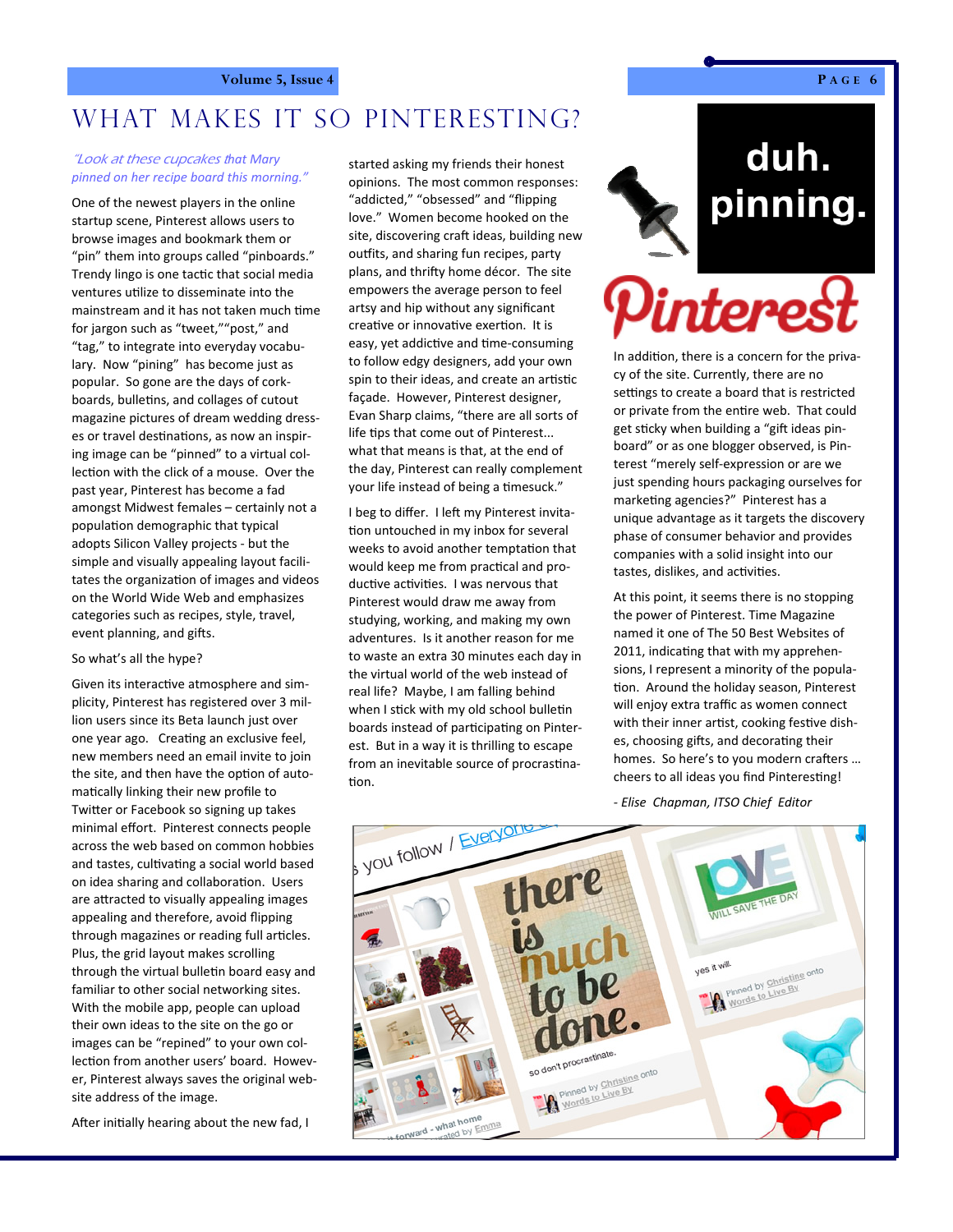# WHAT MAKES IT SO PINTERESTING?

*"Look at these cupcakes that Mary pinned on her recipe board this morning."*

One of the newest players in the online startup scene, Pinterest allows users to browse images and bookmark them or "pin" them into groups called "pinboards." Trendy lingo is one tactic that social media ventures utilize to disseminate into the mainstream and it has not taken much time for jargon such as "tweet,""post," and "tag," to integrate into everyday vocabulary. Now "pining" has become just as popular. So gone are the days of corkboards, bulletins, and collages of cutout magazine pictures of dream wedding dresses or travel destinations, as now an inspiring image can be "pinned" to a virtual collection with the click of a mouse. Over the past year, Pinterest has become a fad amongst Midwest females – certainly not a population demographic that typical adopts Silicon Valley projects - but the simple and visually appealing layout facilitates the organization of images and videos on the World Wide Web and emphasizes categories such as recipes, style, travel, event planning, and gifts.

So what's all the hype?

Given its interactive atmosphere and simplicity, Pinterest has registered over 3 million users since its Beta launch just over one year ago. Creating an exclusive feel, new members need an email invite to join the site, and then have the option of automatically linking their new profile to Twitter or Facebook so signing up takes minimal effort. Pinterest connects people across the web based on common hobbies and tastes, cultivating a social world based on idea sharing and collaboration. Users are attracted to visually appealing images appealing and therefore, avoid flipping through magazines or reading full articles. Plus, the grid layout makes scrolling through the virtual bulletin board easy and familiar to other social networking sites. With the mobile app, people can upload their own ideas to the site on the go or images can be "repined" to your own collection from another users' board. However, Pinterest always saves the original website address of the image.

After initially hearing about the new fad, I started asking my friends their honest opinions. The most common responses: "addicted," "obsessed" and "flipping love." Women become hooked on the site, discovering craft ideas, building new outfits, and sharing fun recipes, party plans, and thrifty home décor. The site empowers the average person to feel artsy and hip without any significant creative or innovative exertion. It is easy, yet addictive and time-consuming to follow edgy designers, add your own spin to their ideas, and create an artistic façade. However, Pinterest designer, Evan Sharp claims, "there are all sorts of life tips that come out of Pinterest... what that means is that, at the end of the day, Pinterest can really complement your life instead of being a timesuck."

I beg to differ. I left my Pinterest invitation untouched in my inbox for several weeks to avoid another temptation that would keep me from practical and productive activities. I was nervous that Pinterest would draw me away from studying, working, and making my own adventures. Is it another reason for me to waste an extra 30 minutes each day in the virtual world of the web instead of real life? Maybe, I am falling behind when I stick with my old school bulletin boards instead of participating on Pinterest. But in a way it is thrilling to escape from an inevitable source of procrastination.

**duh. pinning.**

**Pinterest**

In addition, there is a concern for the privacy of the site. Currently, there are no settings to create a board that is restricted or private from the entire web. That could get sticky when building a "gift ideas pinboard" or as one blogger observed, is Pinterest "merely self-expression or are we just spending hours packaging ourselves for marketing agencies?" Pinterest has a unique advantage as it targets the discovery phase of consumer behavior and provides companies with a solid insight into our tastes, dislikes, and activities.

At this point, it seems there is no stopping the power of Pinterest. Time Magazine named it one of The 50 Best Websites of 2011, indicating that with my apprehensions, I represent a minority of the population. Around the holiday season, Pinterest will enjoy extra traffic as women connect with their inner artist, cooking festive dishes, choosing gifts, and decorating their homes. So here's to you modern crafters … cheers to all ideas you find Pinteresting!

*- Elise Chapman, ITSO Chief Editor*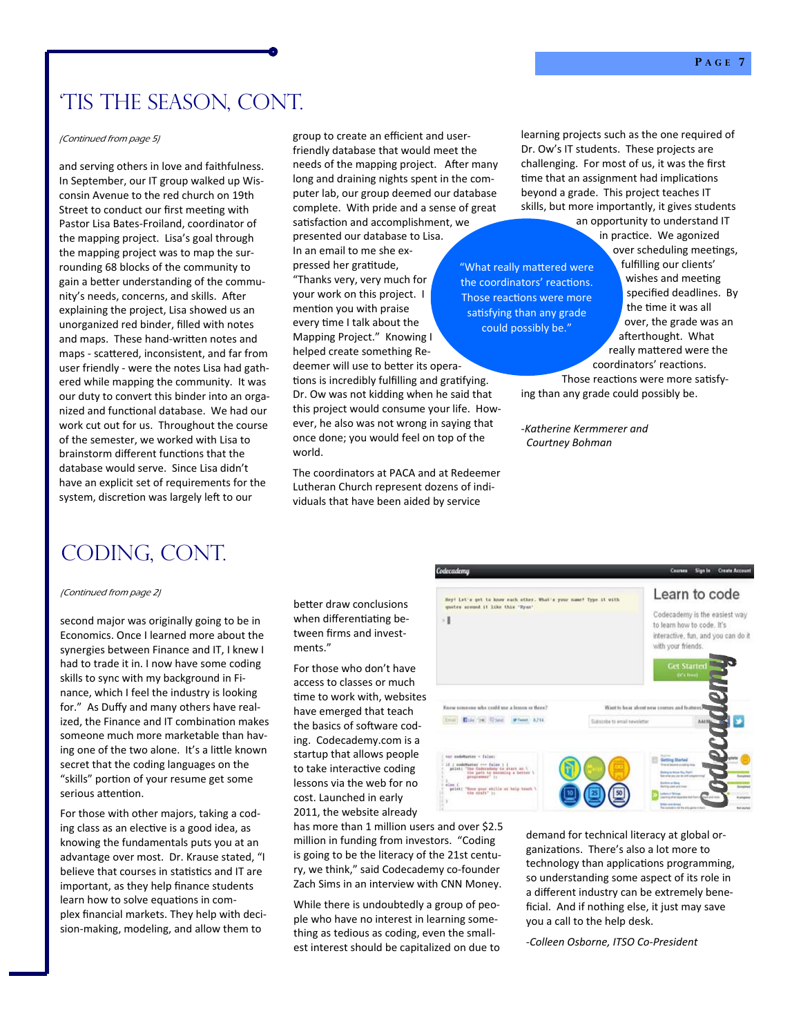# 'TIS THE SEASON, CONT.

*(Continued from page 5)*

and serving others in love and faithfulness. In September, our IT group walked up Wisconsin Avenue to the red church on 19th Street to conduct our first meeting with Pastor Lisa Bates-Froiland, coordinator of the mapping project. Lisa's goal through the mapping project was to map the surrounding 68 blocks of the community to gain a better understanding of the community's needs, concerns, and skills. After explaining the project, Lisa showed us an unorganized red binder, filled with notes and maps. These hand-written notes and maps - scattered, inconsistent, and far from user friendly - were the notes Lisa had gathered while mapping the community. It was our duty to convert this binder into an organized and functional database. We had our work cut out for us. Throughout the course of the semester, we worked with Lisa to brainstorm different functions that the database would serve. Since Lisa didn't have an explicit set of requirements for the system, discretion was largely left to our group to create an efficient and user-friendly database that would meet the needs of the mapping project. After many long and draining nights spent in the computer lab, our group deemed our database complete. With pride and a sense of great satisfaction and accomplishment, we presented our database to Lisa. In an email to me she expressed her gratitude, "Thanks very, very much for your work on this project. I mention you with praise every time I talk about the Mapping Project." Knowing I helped create something Redeemer will use to better its operations is incredibly fulfilling and gratifying. Dr. Ow was not kidding when he said that this project would consume your life. However, he also was not wrong in saying that once done; you would feel on top of the world.

The coordinators at PACA and at Redeemer Lutheran Church represent dozens of individuals that have been aided by service learning projects such as the one required of Dr. Ow's IT students. These projects are challenging. For most of us, it was the first time that an assignment had implications beyond a grade. This project teaches IT skills, but more importantly, it gives students an opportunity to understand IT in practice. We agonized over scheduling meetings, fulfilling our clients' wishes and meeting specified deadlines. By the time it was all over, the grade was an afterthought. What really mattered were the coordinators' reactions. Those reactions were more satisfying than any grade could possibly be.

> "What really mattered were the coordinators' reactions. Those reactions were more satisfying than any grade could possibly be."

*-Katherine Kermmerer and Courtney Bohman*

# CODING, CONT.

*(Continued from page 2)*

second major was originally going to be in Economics. Once I learned more about the synergies between Finance and IT, I knew I had to trade it in. I now have some coding skills to sync with my background in Finance, which I feel the industry is looking for." As Duffy and many others have realized, the Finance and IT combination makes someone much more marketable than having one of the two alone. It's a little known secret that the coding languages on the "skills" portion of your resume get some serious attention.

For those with other majors, taking a coding class as an elective is a good idea, as knowing the fundamentals puts you at an advantage over most. Dr. Krause stated, "I believe that courses in statistics and IT are important, as they help finance students learn how to solve equations in complex financial markets. They help with decision-making, modeling, and allow them to better draw conclusions when differentiating between firms and investments."

For those who don't have access to classes or much time to work with, websites have emerged that teach the basics of software coding. Codecademy.com is a startup that allows people to take interactive coding lessons via the web for no cost. Launched in early 2011, the website already has more than 1 million users and over $2.5 million in funding from investors. "Coding is going to be the literacy of the 21st century, we think," said Codecademy co-founder Zach Sims in an interview with CNN Money.

While there is undoubtedly a group of people who have no interest in learning something as tedious as coding, even the smallest interest should be capitalized on due to demand for technical literacy at global organizations. There's also a lot more to technology than applications programming, so understanding some aspect of its role in a different industry can be extremely beneficial. And if nothing else, it just may save you a call to the help desk.

*-Colleen Osborne, ITSO Co-President*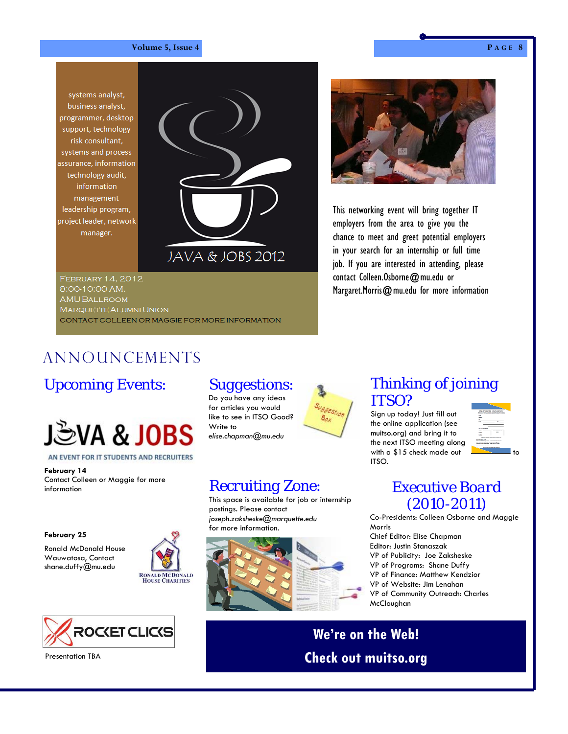systems analyst, business analyst, programmer, desktop support, technology risk consultant, systems and process assurance, information technology audit, information management leadership program, project leader, network manager.

JAVA & JOBS 2012

February 14, 2012
8:00-10:00 AM.
AMU Ballroom
Marquette Alumni Union
Contact Colleen or Maggie for more information

This networking event will bring together IT employers from the area to give you the chance to meet and greet potential employers in your search for an internship or full time job. If you are interested in attending, please contact Colleen.Osborne@mu.edu or Margaret.Morris@mu.edu for more information

# ANNOUNCEMENTS

## Upcoming Events:

JAVA & JOBS

AN EVENT FOR IT STUDENTS AND RECRUITERS

**February 14**
Contact Colleen or Maggie for more information

**February 25**

Ronald McDonald House Wauwatosa, Contact shane.duffy@mu.edu

Ronald McDonald House Charities

ROCKET CLICKS

Presentation TBA

## Suggestions:

Do you have any ideas for articles you would like to see in ITSO Good? Write to *elise.chapman@mu.edu*

Suggestion Box

## Thinking of joining ITSO?

Sign up today! Just fill out the online application (see muitso.org) and bring it to the next ITSO meeting along with a $15 check made out to ITSO.

## Recruiting Zone:

This space is available for job or internship postings. Please contact *joseph.zaksheske@marquette.edu* for more information.

## Executive Board (2010-2011)

Co-Presidents: Colleen Osborne and Maggie Morris
Chief Editor: Elise Chapman
Editor: Justin Stanaszak
VP of Publicity: Joe Zaksheske
VP of Programs: Shane Duffy
VP of Finance: Matthew Kendzior
VP of Website: Jim Lenahan
VP of Community Outreach: Charles McCloughan

**We're on the Web!**

**Check out muitso.org**